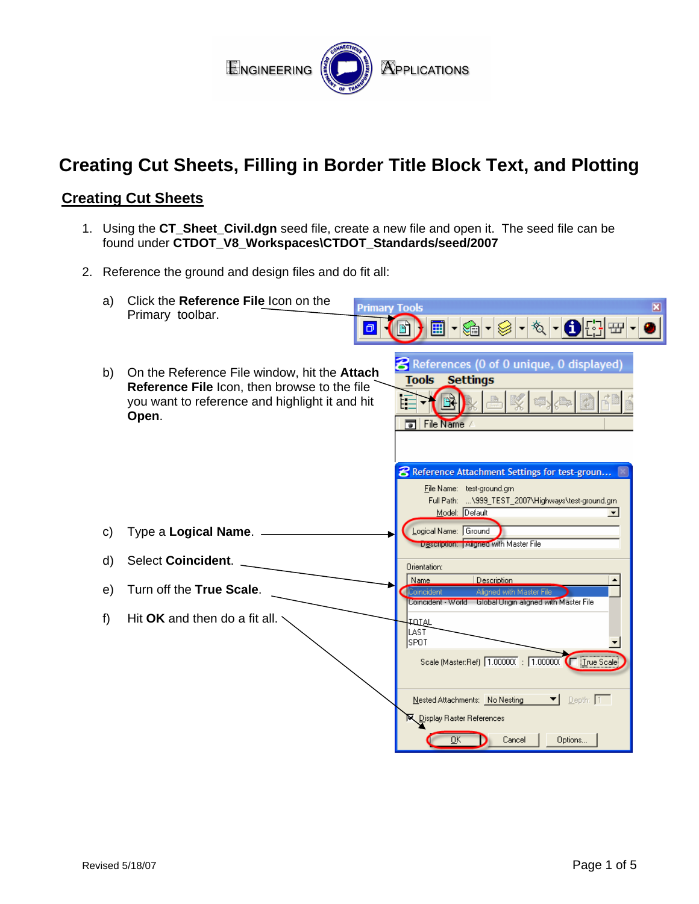# Creating Cut Sheets, Filling in Border Title Block Text, and Plotting

## Creating Cut Sheets

1. Using the **CT_Sheet_Civil.dgn** seed file, create a new file and open it. The seed file can be found under **CTDOT_V8_Workspaces\CTDOT_Standards/seed/2007**

2. Reference the ground and design files and do fit all:

   a) Click the **Reference File** Icon on the Primary toolbar.

   b) On the Reference File window, hit the **Attach Reference File** Icon, then browse to the file you want to reference and highlight it and hit **Open**.

   c) Type a **Logical Name**.

   d) Select **Coincident**.

   e) Turn off the **True Scale**.

   f) Hit **OK** and then do a fit all.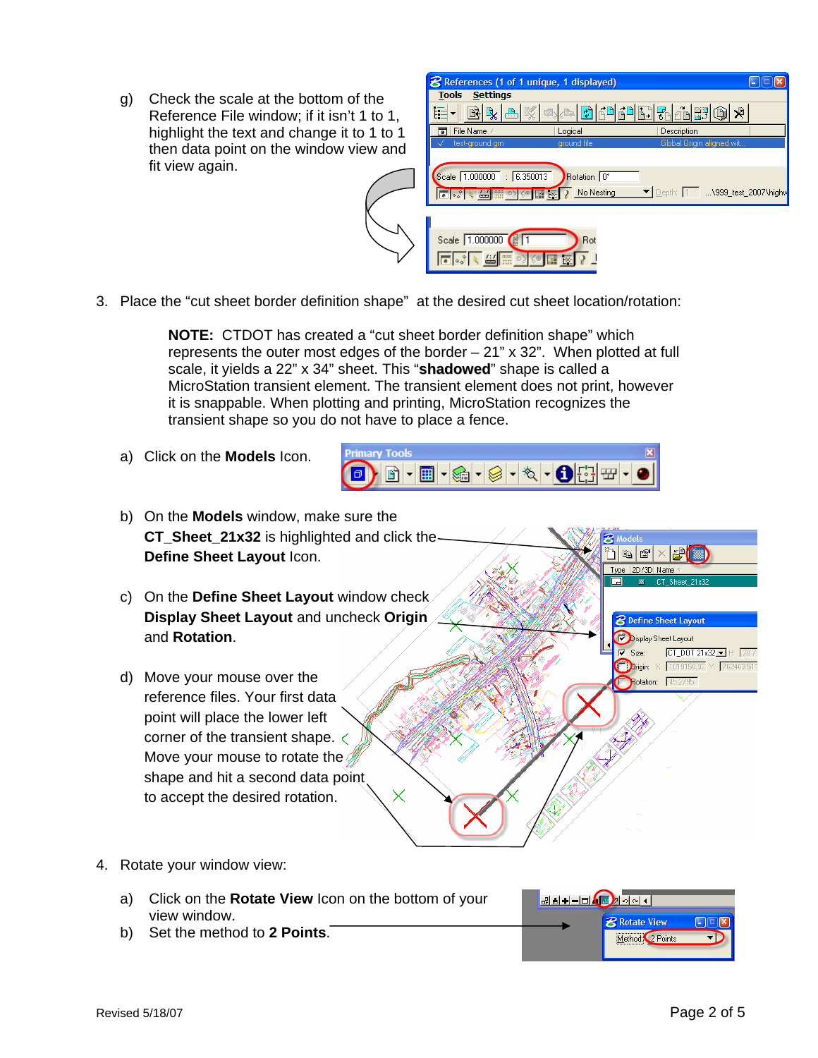g) Check the scale at the bottom of the Reference File window; if it isn't 1 to 1, highlight the text and change it to 1 to 1 then data point on the window view and fit view again.

3. Place the "cut sheet border definition shape" at the desired cut sheet location/rotation:

   **NOTE:** CTDOT has created a "cut sheet border definition shape" which represents the outer most edges of the border – 21" x 32". When plotted at full scale, it yields a 22" x 34" sheet. This "**shadowed**" shape is called a MicroStation transient element. The transient element does not print, however it is snappable. When plotting and printing, MicroStation recognizes the transient shape so you do not have to place a fence.

   a) Click on the **Models** Icon.

   b) On the **Models** window, make sure the **CT_Sheet_21x32** is highlighted and click the **Define Sheet Layout** Icon.

   c) On the **Define Sheet Layout** window check **Display Sheet Layout** and uncheck **Origin** and **Rotation**.

   d) Move your mouse over the reference files. Your first data point will place the lower left corner of the transient shape. Move your mouse to rotate the shape and hit a second data point to accept the desired rotation.

4. Rotate your window view:

   a) Click on the **Rotate View** Icon on the bottom of your view window.

   b) Set the method to **2 Points**.

Revised 5/18/07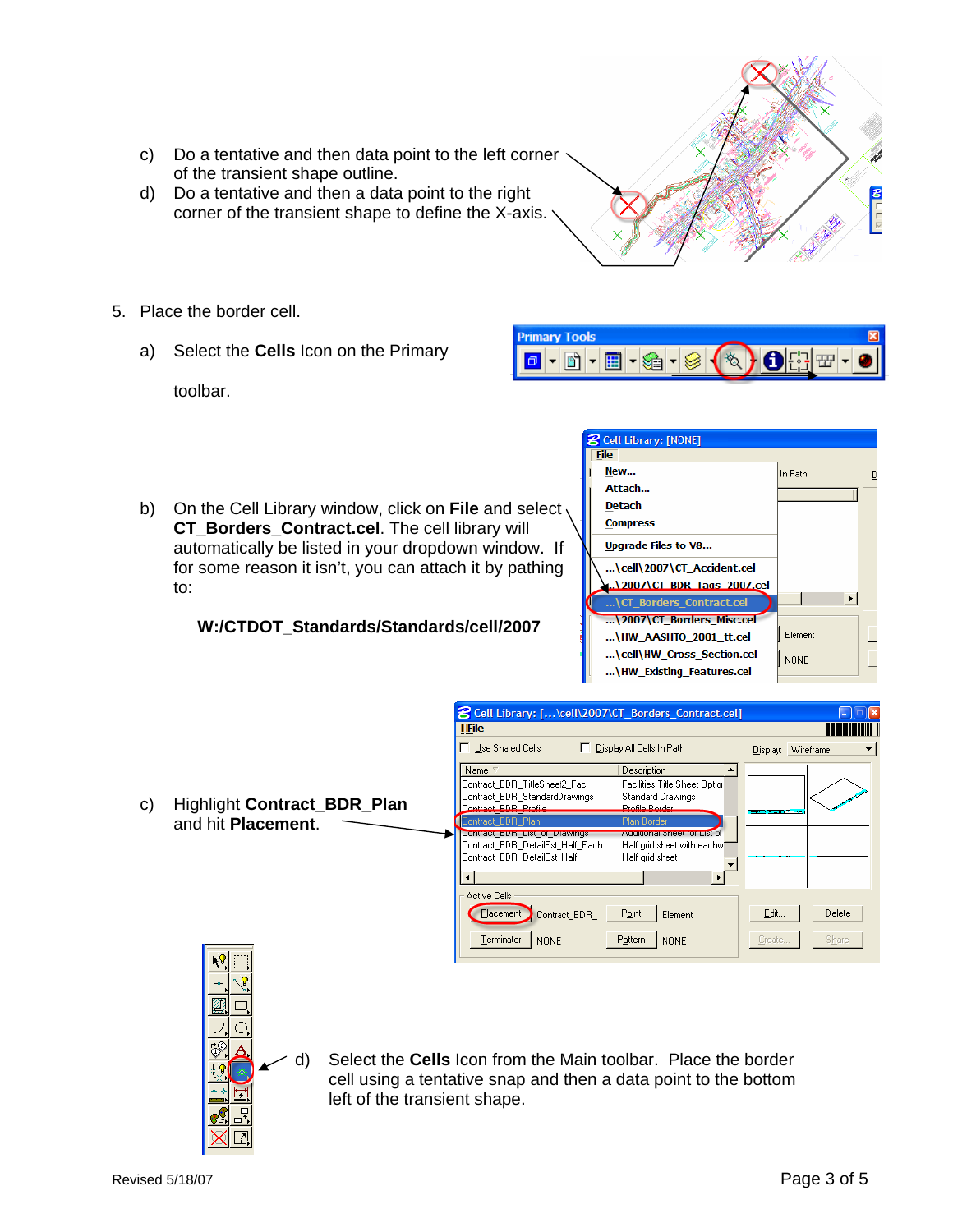c) Do a tentative and then data point to the left corner of the transient shape outline.

d) Do a tentative and then a data point to the right corner of the transient shape to define the X-axis.

5. Place the border cell.

   a) Select the **Cells** Icon on the Primary toolbar.

   b) On the Cell Library window, click on **File** and select **CT_Borders_Contract.cel**. The cell library will automatically be listed in your dropdown window. If for some reason it isn't, you can attach it by pathing to:

      **W:/CTDOT_Standards/Standards/cell/2007**

   c) Highlight **Contract_BDR_Plan** and hit **Placement**.

   d) Select the **Cells** Icon from the Main toolbar. Place the border cell using a tentative snap and then a data point to the bottom left of the transient shape.

Revised 5/18/07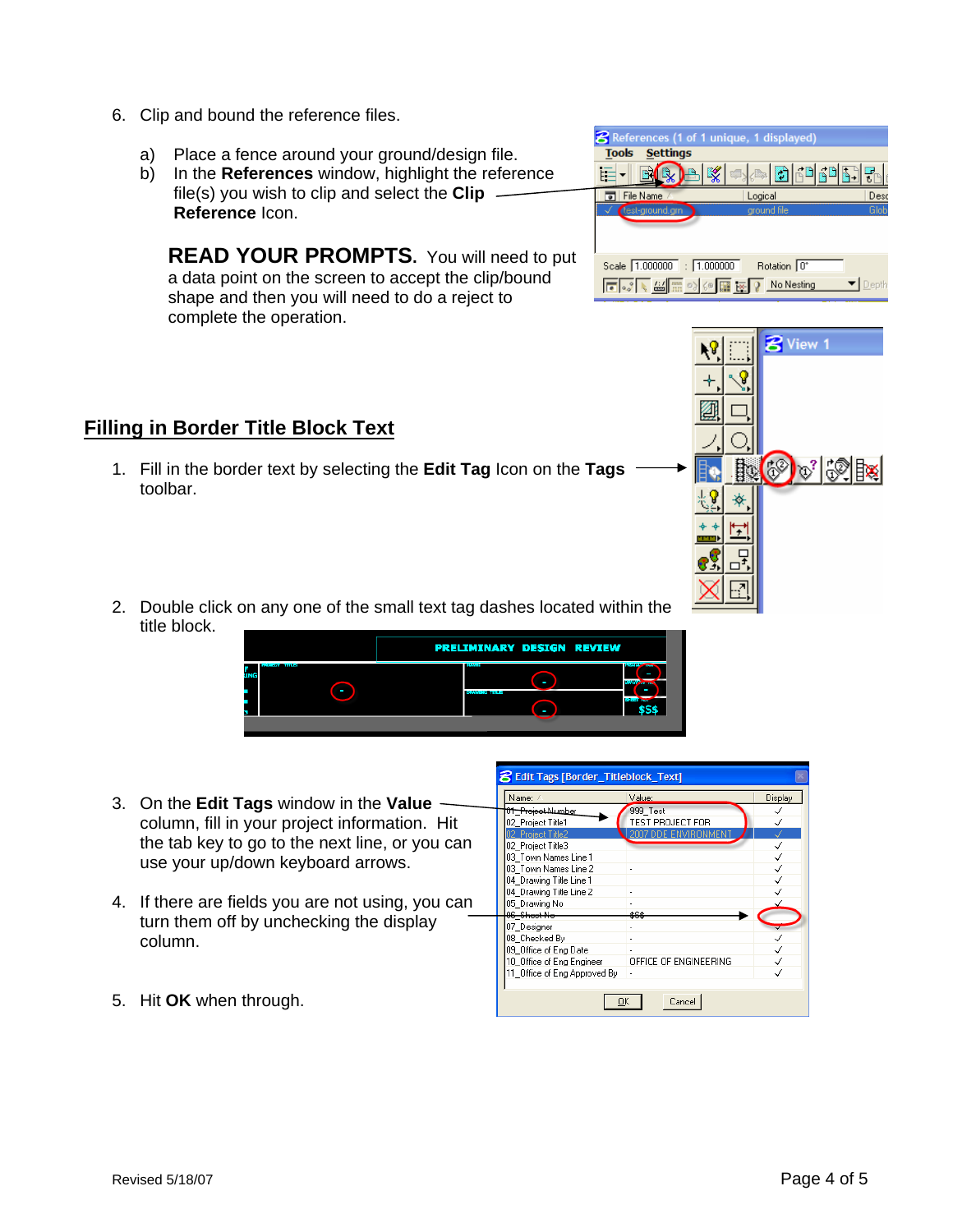6. Clip and bound the reference files.

   a) Place a fence around your ground/design file.
   b) In the **References** window, highlight the reference file(s) you wish to clip and select the **Clip Reference** Icon.

   **READ YOUR PROMPTS.** You will need to put a data point on the screen to accept the clip/bound shape and then you will need to do a reject to complete the operation.

## Filling in Border Title Block Text

1. Fill in the border text by selecting the **Edit Tag** Icon on the **Tags** toolbar.

2. Double click on any one of the small text tag dashes located within the title block.

3. On the **Edit Tags** window in the **Value** column, fill in your project information. Hit the tab key to go to the next line, or you can use your up/down keyboard arrows.

4. If there are fields you are not using, you can turn them off by unchecking the display column.

5. Hit **OK** when through.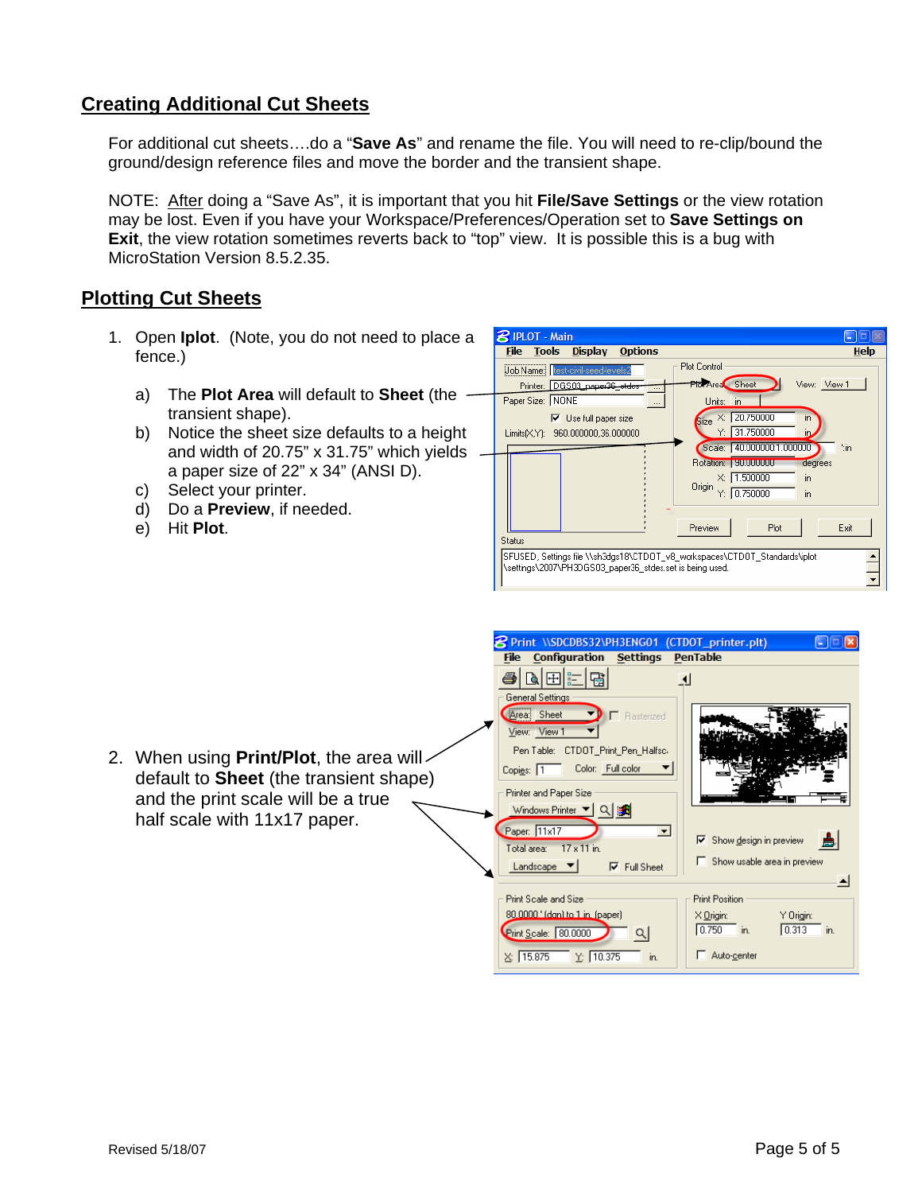## Creating Additional Cut Sheets

For additional cut sheets….do a "**Save As**" and rename the file. You will need to re-clip/bound the ground/design reference files and move the border and the transient shape.

NOTE: After doing a "Save As", it is important that you hit **File/Save Settings** or the view rotation may be lost. Even if you have your Workspace/Preferences/Operation set to **Save Settings on Exit**, the view rotation sometimes reverts back to "top" view. It is possible this is a bug with MicroStation Version 8.5.2.35.

## Plotting Cut Sheets

1. Open **Iplot**. (Note, you do not need to place a fence.)
   a) The **Plot Area** will default to **Sheet** (the transient shape).
   b) Notice the sheet size defaults to a height and width of 20.75" x 31.75" which yields a paper size of 22" x 34" (ANSI D).
   c) Select your printer.
   d) Do a **Preview**, if needed.
   e) Hit **Plot**.

2. When using **Print/Plot**, the area will default to **Sheet** (the transient shape) and the print scale will be a true half scale with 11x17 paper.

Revised 5/18/07